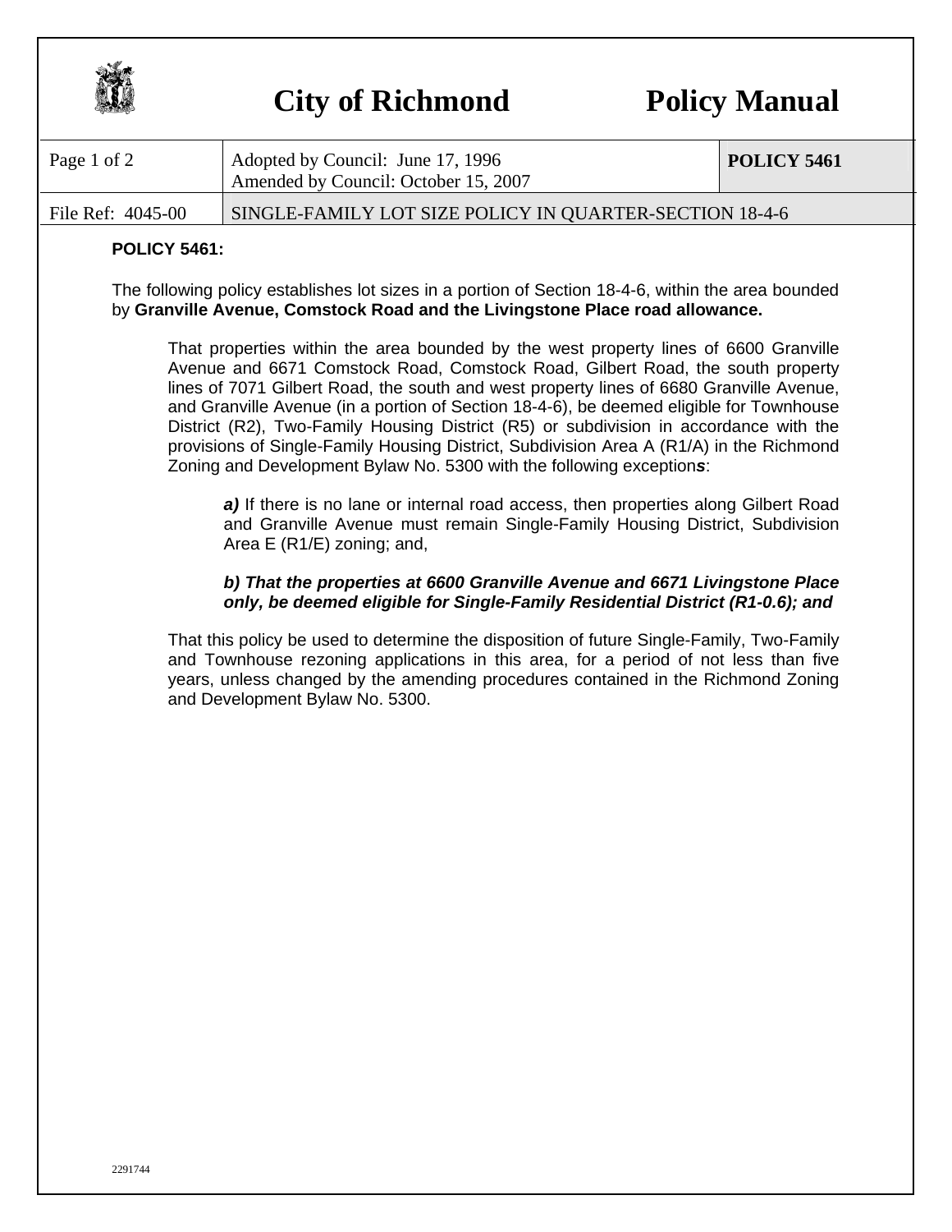# City of Richmond — Policy Manual

| | | |
|---|---|---|
| Page 1 of 2 | Adopted by Council: June 17, 1996<br>Amended by Council: October 15, 2007 | **POLICY 5461** |
| File Ref: 4045-00 | SINGLE-FAMILY LOT SIZE POLICY IN QUARTER-SECTION 18-4-6 | |

**POLICY 5461:**

The following policy establishes lot sizes in a portion of Section 18-4-6, within the area bounded by **Granville Avenue, Comstock Road and the Livingstone Place road allowance.**

> That properties within the area bounded by the west property lines of 6600 Granville Avenue and 6671 Comstock Road, Comstock Road, Gilbert Road, the south property lines of 7071 Gilbert Road, the south and west property lines of 6680 Granville Avenue, and Granville Avenue (in a portion of Section 18-4-6), be deemed eligible for Townhouse District (R2), Two-Family Housing District (R5) or subdivision in accordance with the provisions of Single-Family Housing District, Subdivision Area A (R1/A) in the Richmond Zoning and Development Bylaw No. 5300 with the following exception***s***:
>
> > ***a)*** If there is no lane or internal road access, then properties along Gilbert Road and Granville Avenue must remain Single-Family Housing District, Subdivision Area E (R1/E) zoning; and,
> >
> > ***b) That the properties at 6600 Granville Avenue and 6671 Livingstone Place only, be deemed eligible for Single-Family Residential District (R1-0.6); and***
>
> That this policy be used to determine the disposition of future Single-Family, Two-Family and Townhouse rezoning applications in this area, for a period of not less than five years, unless changed by the amending procedures contained in the Richmond Zoning and Development Bylaw No. 5300.

2291744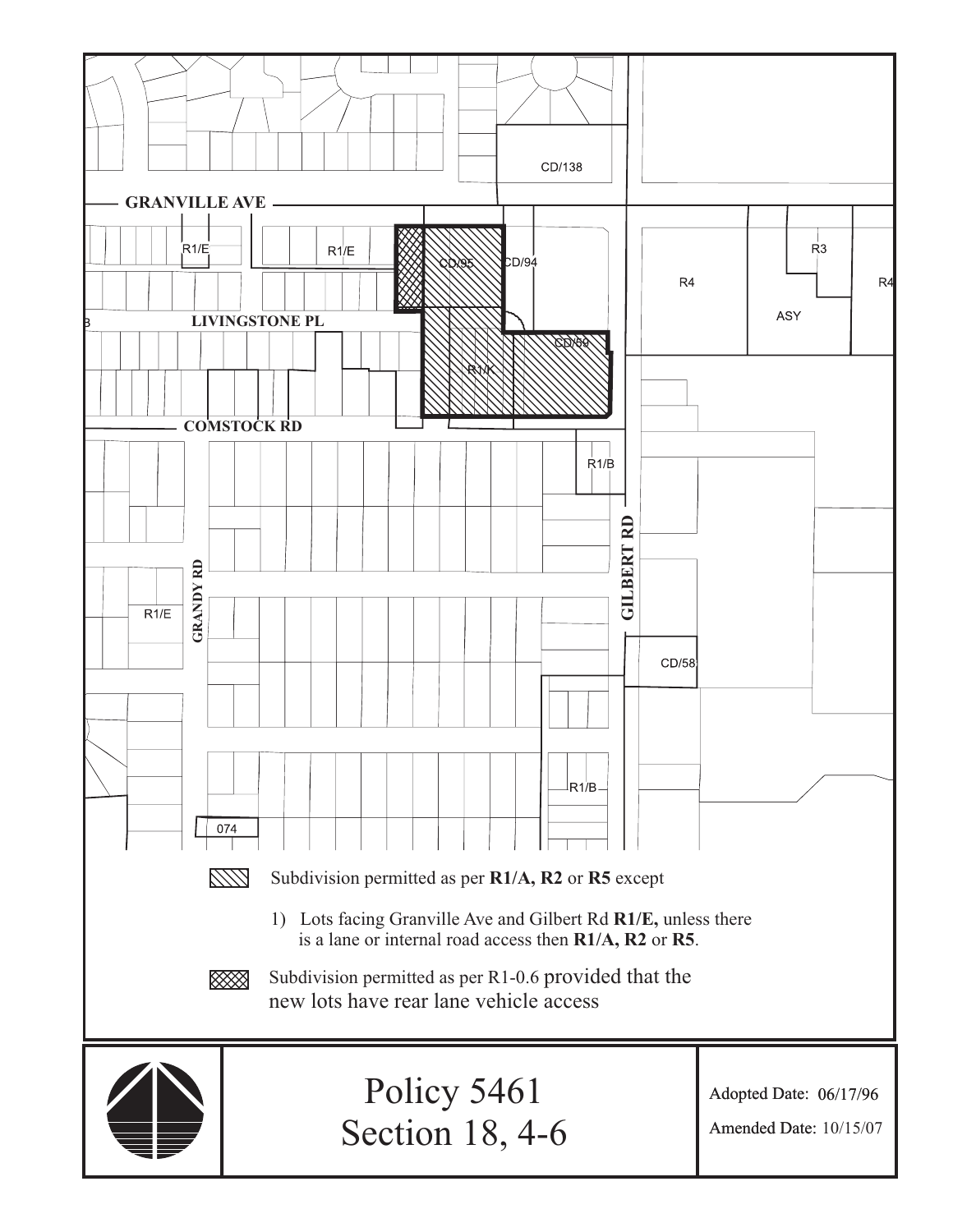GRANVILLE AVE

LIVINGSTONE PL

COMSTOCK RD

GRANDY RD

GILBERT RD

R1/E

R1/E

CD/138

CD/95

CD/94

CD/59

R1/K

R4

R3

R4

ASY

R1/B

R1/E

CD/58

R1/B

074

Subdivision permitted as per **R1/A, R2** or **R5** except

1) Lots facing Granville Ave and Gilbert Rd **R1/E,** unless there is a lane or internal road access then **R1/A, R2** or **R5**.

Subdivision permitted as per R1-0.6 provided that the new lots have rear lane vehicle access

# Policy 5461
# Section 18, 4-6

Adopted Date: 06/17/96

Amended Date: 10/15/07